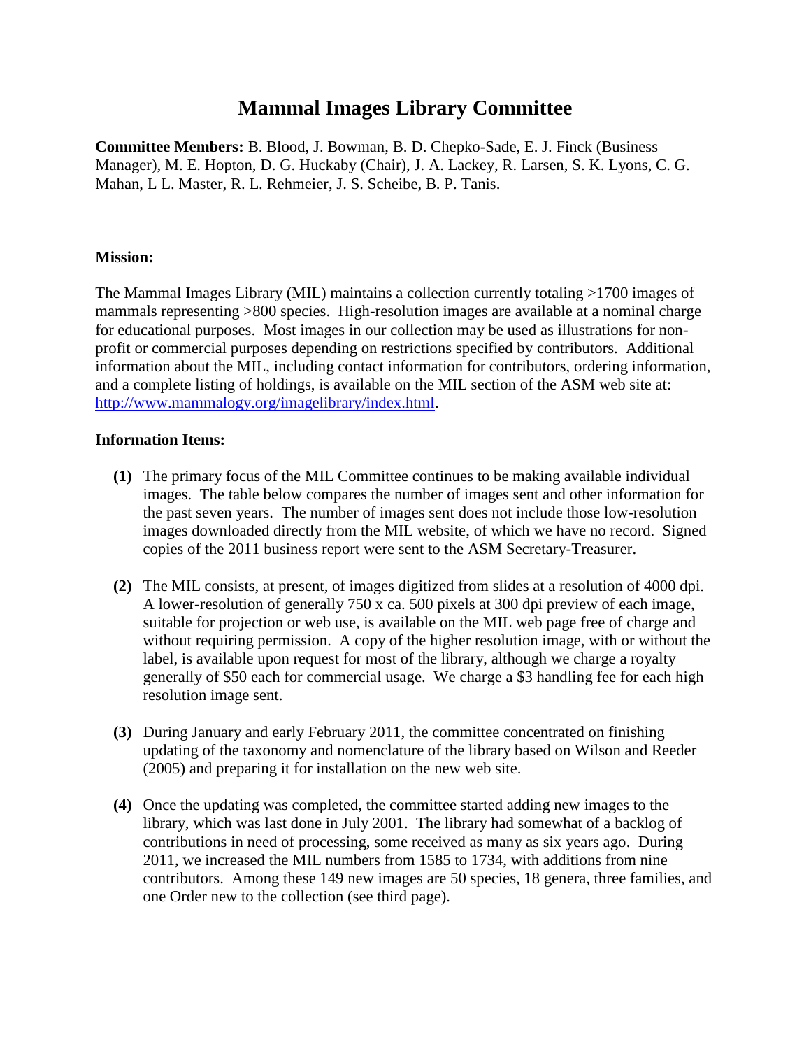# Mammal Images Library Committee

**Committee Members:** B. Blood, J. Bowman, B. D. Chepko-Sade, E. J. Finck (Business Manager), M. E. Hopton, D. G. Huckaby (Chair), J. A. Lackey, R. Larsen, S. K. Lyons, C. G. Mahan, L L. Master, R. L. Rehmeier, J. S. Scheibe, B. P. Tanis.

**Mission:**

The Mammal Images Library (MIL) maintains a collection currently totaling >1700 images of mammals representing >800 species. High-resolution images are available at a nominal charge for educational purposes. Most images in our collection may be used as illustrations for non-profit or commercial purposes depending on restrictions specified by contributors. Additional information about the MIL, including contact information for contributors, ordering information, and a complete listing of holdings, is available on the MIL section of the ASM web site at: http://www.mammalogy.org/imagelibrary/index.html.

**Information Items:**

**(1)** The primary focus of the MIL Committee continues to be making available individual images. The table below compares the number of images sent and other information for the past seven years. The number of images sent does not include those low-resolution images downloaded directly from the MIL website, of which we have no record. Signed copies of the 2011 business report were sent to the ASM Secretary-Treasurer.

**(2)** The MIL consists, at present, of images digitized from slides at a resolution of 4000 dpi. A lower-resolution of generally 750 x ca. 500 pixels at 300 dpi preview of each image, suitable for projection or web use, is available on the MIL web page free of charge and without requiring permission. A copy of the higher resolution image, with or without the label, is available upon request for most of the library, although we charge a royalty generally of $50 each for commercial usage. We charge a $3 handling fee for each high resolution image sent.

**(3)** During January and early February 2011, the committee concentrated on finishing updating of the taxonomy and nomenclature of the library based on Wilson and Reeder (2005) and preparing it for installation on the new web site.

**(4)** Once the updating was completed, the committee started adding new images to the library, which was last done in July 2001. The library had somewhat of a backlog of contributions in need of processing, some received as many as six years ago. During 2011, we increased the MIL numbers from 1585 to 1734, with additions from nine contributors. Among these 149 new images are 50 species, 18 genera, three families, and one Order new to the collection (see third page).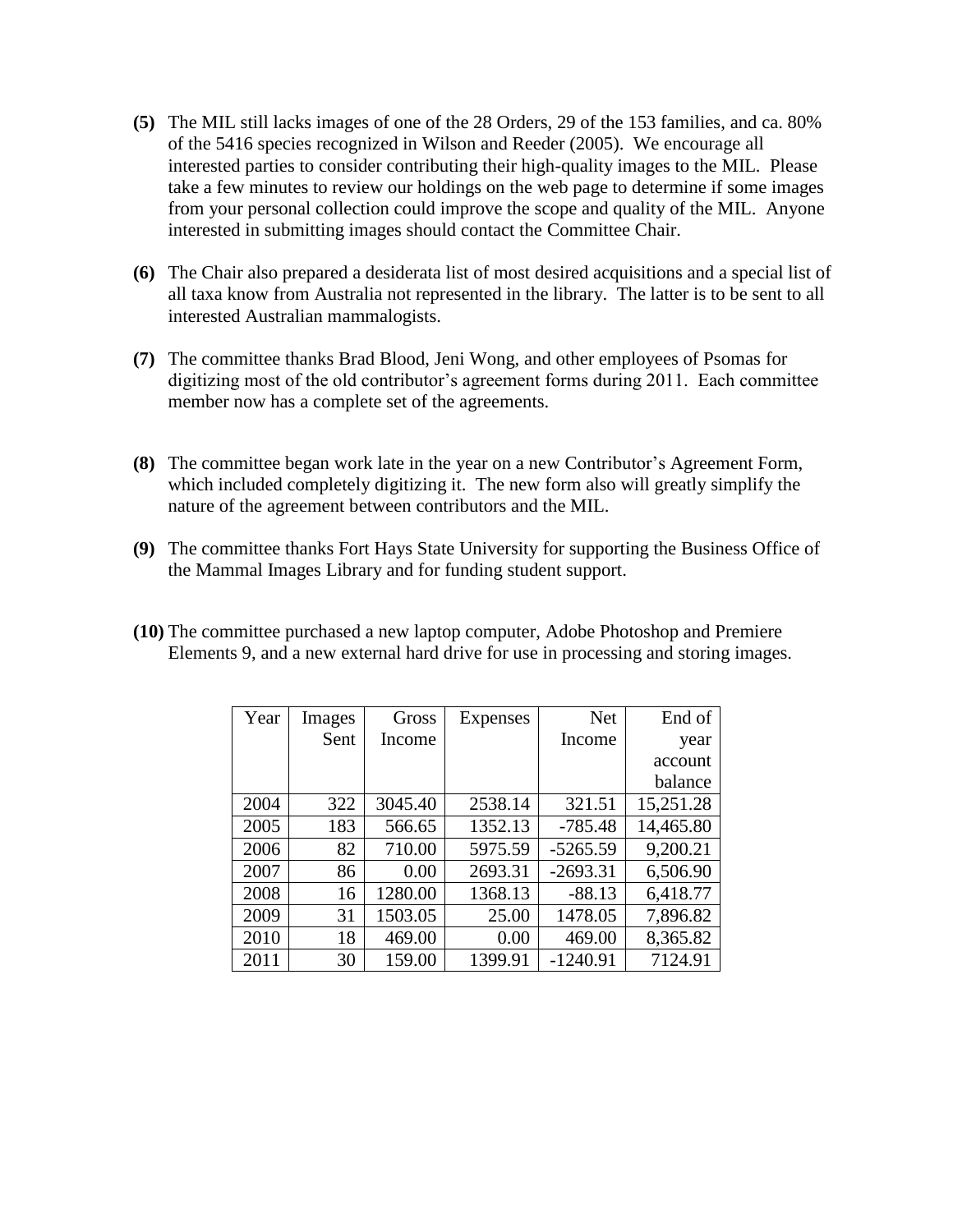**(5)** The MIL still lacks images of one of the 28 Orders, 29 of the 153 families, and ca. 80% of the 5416 species recognized in Wilson and Reeder (2005). We encourage all interested parties to consider contributing their high-quality images to the MIL. Please take a few minutes to review our holdings on the web page to determine if some images from your personal collection could improve the scope and quality of the MIL. Anyone interested in submitting images should contact the Committee Chair.

**(6)** The Chair also prepared a desiderata list of most desired acquisitions and a special list of all taxa know from Australia not represented in the library. The latter is to be sent to all interested Australian mammalogists.

**(7)** The committee thanks Brad Blood, Jeni Wong, and other employees of Psomas for digitizing most of the old contributor's agreement forms during 2011. Each committee member now has a complete set of the agreements.

**(8)** The committee began work late in the year on a new Contributor's Agreement Form, which included completely digitizing it. The new form also will greatly simplify the nature of the agreement between contributors and the MIL.

**(9)** The committee thanks Fort Hays State University for supporting the Business Office of the Mammal Images Library and for funding student support.

**(10)** The committee purchased a new laptop computer, Adobe Photoshop and Premiere Elements 9, and a new external hard drive for use in processing and storing images.

| Year | Images Sent | Gross Income | Expenses | Net Income | End of year account balance |
|---|---|---|---|---|---|
| 2004 | 322 | 3045.40 | 2538.14 | 321.51 | 15,251.28 |
| 2005 | 183 | 566.65 | 1352.13 | -785.48 | 14,465.80 |
| 2006 | 82 | 710.00 | 5975.59 | -5265.59 | 9,200.21 |
| 2007 | 86 | 0.00 | 2693.31 | -2693.31 | 6,506.90 |
| 2008 | 16 | 1280.00 | 1368.13 | -88.13 | 6,418.77 |
| 2009 | 31 | 1503.05 | 25.00 | 1478.05 | 7,896.82 |
| 2010 | 18 | 469.00 | 0.00 | 469.00 | 8,365.82 |
| 2011 | 30 | 159.00 | 1399.91 | -1240.91 | 7124.91 |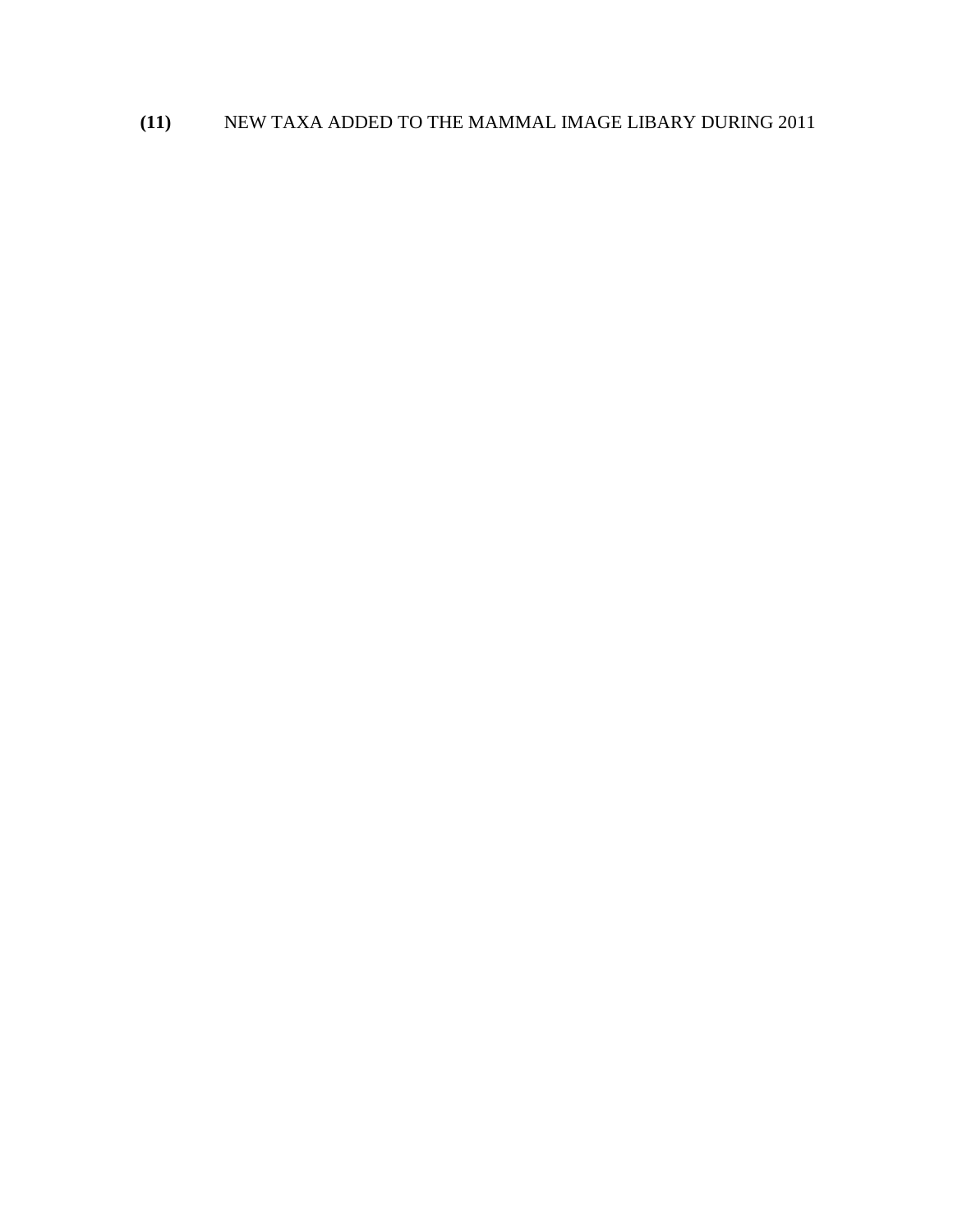**(11)** NEW TAXA ADDED TO THE MAMMAL IMAGE LIBARY DURING 2011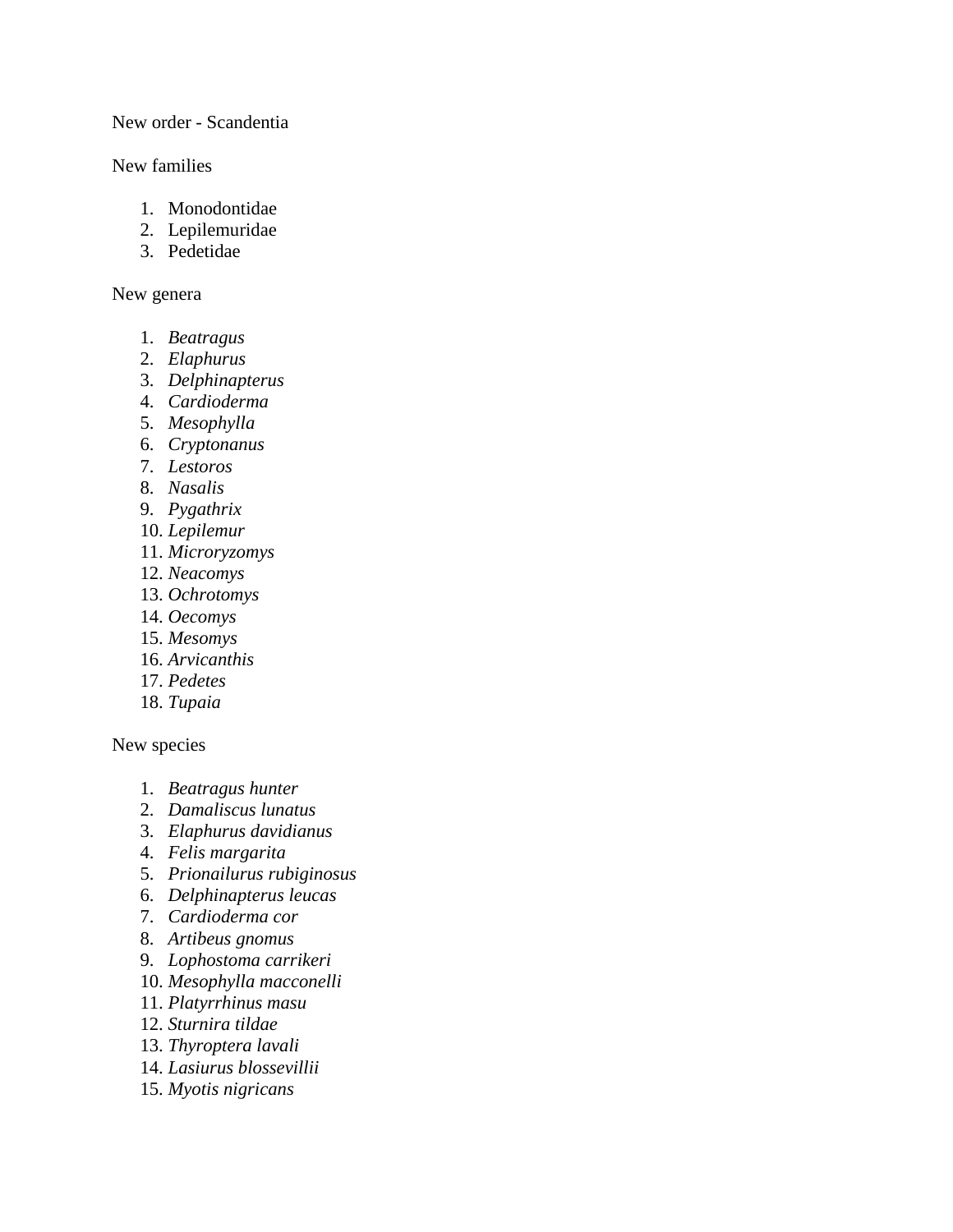New order - Scandentia

New families

1. Monodontidae
2. Lepilemuridae
3. Pedetidae

New genera

1. *Beatragus*
2. *Elaphurus*
3. *Delphinapterus*
4. *Cardioderma*
5. *Mesophylla*
6. *Cryptonanus*
7. *Lestoros*
8. *Nasalis*
9. *Pygathrix*
10. *Lepilemur*
11. *Microryzomys*
12. *Neacomys*
13. *Ochrotomys*
14. *Oecomys*
15. *Mesomys*
16. *Arvicanthis*
17. *Pedetes*
18. *Tupaia*

New species

1. *Beatragus hunter*
2. *Damaliscus lunatus*
3. *Elaphurus davidianus*
4. *Felis margarita*
5. *Prionailurus rubiginosus*
6. *Delphinapterus leucas*
7. *Cardioderma cor*
8. *Artibeus gnomus*
9. *Lophostoma carrikeri*
10. *Mesophylla macconelli*
11. *Platyrrhinus masu*
12. *Sturnira tildae*
13. *Thyroptera lavali*
14. *Lasiurus blossevillii*
15. *Myotis nigricans*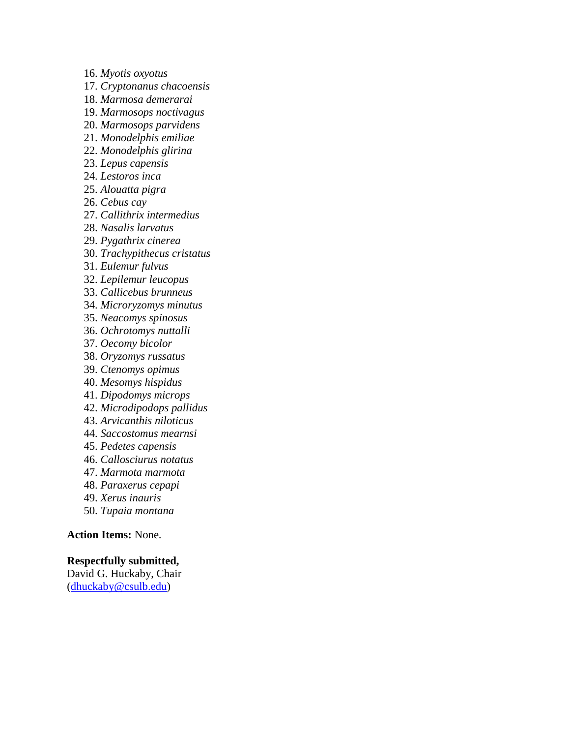16. *Myotis oxyotus*
17. *Cryptonanus chacoensis*
18. *Marmosa demerarai*
19. *Marmosops noctivagus*
20. *Marmosops parvidens*
21. *Monodelphis emiliae*
22. *Monodelphis glirina*
23. *Lepus capensis*
24. *Lestoros inca*
25. *Alouatta pigra*
26. *Cebus cay*
27. *Callithrix intermedius*
28. *Nasalis larvatus*
29. *Pygathrix cinerea*
30. *Trachypithecus cristatus*
31. *Eulemur fulvus*
32. *Lepilemur leucopus*
33. *Callicebus brunneus*
34. *Microryzomys minutus*
35. *Neacomys spinosus*
36. *Ochrotomys nuttalli*
37. *Oecomy bicolor*
38. *Oryzomys russatus*
39. *Ctenomys opimus*
40. *Mesomys hispidus*
41. *Dipodomys microps*
42. *Microdipodops pallidus*
43. *Arvicanthis niloticus*
44. *Saccostomus mearnsi*
45. *Pedetes capensis*
46. *Callosciurus notatus*
47. *Marmota marmota*
48. *Paraxerus cepapi*
49. *Xerus inauris*
50. *Tupaia montana*

**Action Items:** None.

**Respectfully submitted,**
David G. Huckaby, Chair
(dhuckaby@csulb.edu)